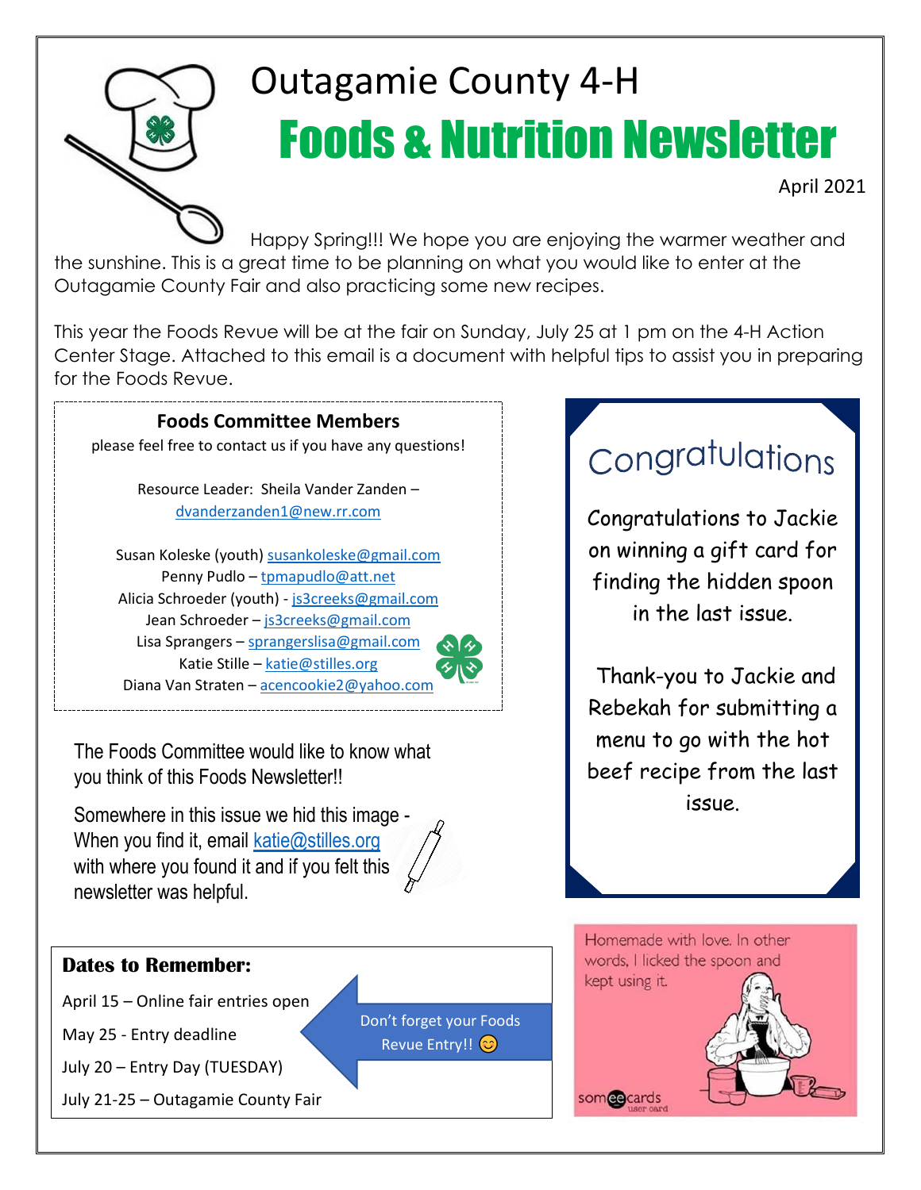# Outagamie County 4-H

## Foods & Nutrition Newsletter

April 2021

Happy Spring!!! We hope you are enjoying the warmer weather and the sunshine. This is a great time to be planning on what you would like to enter at the Outagamie County Fair and also practicing some new recipes.

This year the Foods Revue will be at the fair on Sunday, July 25 at 1 pm on the 4-H Action Center Stage. Attached to this email is a document with helpful tips to assist you in preparing for the Foods Revue.

**Foods Committee Members**

please feel free to contact us if you have any questions!

Resource Leader: Sheila Vander Zanden – dvanderzanden1@new.rr.com

Susan Koleske (youth) susankoleske@gmail.com
Penny Pudlo – tpmapudlo@att.net
Alicia Schroeder (youth) - js3creeks@gmail.com
Jean Schroeder – js3creeks@gmail.com
Lisa Sprangers – sprangerslisa@gmail.com
Katie Stille – katie@stilles.org
Diana Van Straten – acencookie2@yahoo.com

The Foods Committee would like to know what you think of this Foods Newsletter!!

Somewhere in this issue we hid this image - When you find it, email katie@stilles.org with where you found it and if you felt this newsletter was helpful.

## Congratulations

Congratulations to Jackie on winning a gift card for finding the hidden spoon in the last issue.

Thank-you to Jackie and Rebekah for submitting a menu to go with the hot beef recipe from the last issue.

**Dates to Remember:**

April 15 – Online fair entries open
May 25 - Entry deadline
July 20 – Entry Day (TUESDAY)
July 21-25 – Outagamie County Fair

Don't forget your Foods Revue Entry!! 😊

Homemade with love. In other words, I licked the spoon and kept using it.

someecards user card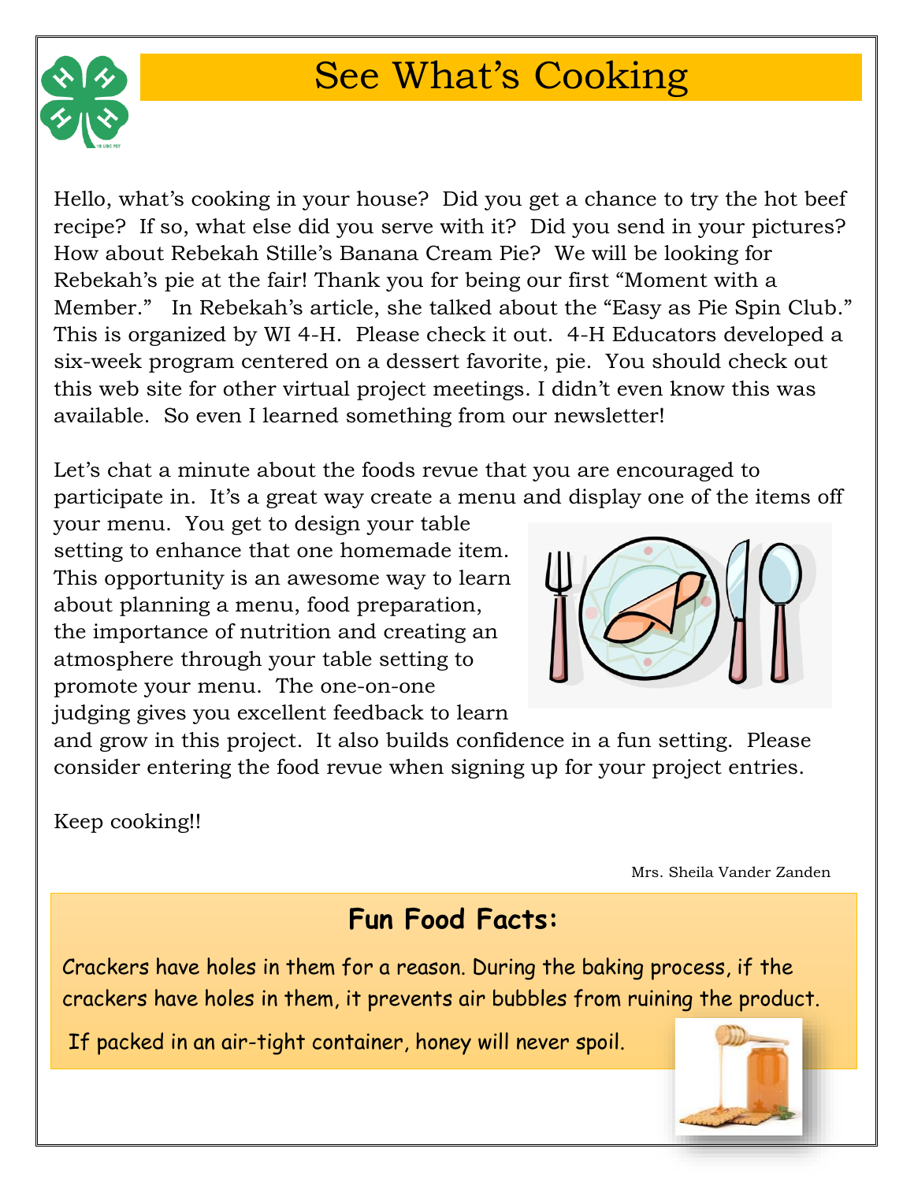# See What's Cooking

Hello, what's cooking in your house? Did you get a chance to try the hot beef recipe? If so, what else did you serve with it? Did you send in your pictures? How about Rebekah Stille's Banana Cream Pie? We will be looking for Rebekah's pie at the fair! Thank you for being our first "Moment with a Member." In Rebekah's article, she talked about the "Easy as Pie Spin Club." This is organized by WI 4-H. Please check it out. 4-H Educators developed a six-week program centered on a dessert favorite, pie. You should check out this web site for other virtual project meetings. I didn't even know this was available. So even I learned something from our newsletter!

Let's chat a minute about the foods revue that you are encouraged to participate in. It's a great way create a menu and display one of the items off your menu. You get to design your table setting to enhance that one homemade item. This opportunity is an awesome way to learn about planning a menu, food preparation, the importance of nutrition and creating an atmosphere through your table setting to promote your menu. The one-on-one judging gives you excellent feedback to learn and grow in this project. It also builds confidence in a fun setting. Please consider entering the food revue when signing up for your project entries.

Keep cooking!!

Mrs. Sheila Vander Zanden

## Fun Food Facts:

Crackers have holes in them for a reason. During the baking process, if the crackers have holes in them, it prevents air bubbles from ruining the product.

If packed in an air-tight container, honey will never spoil.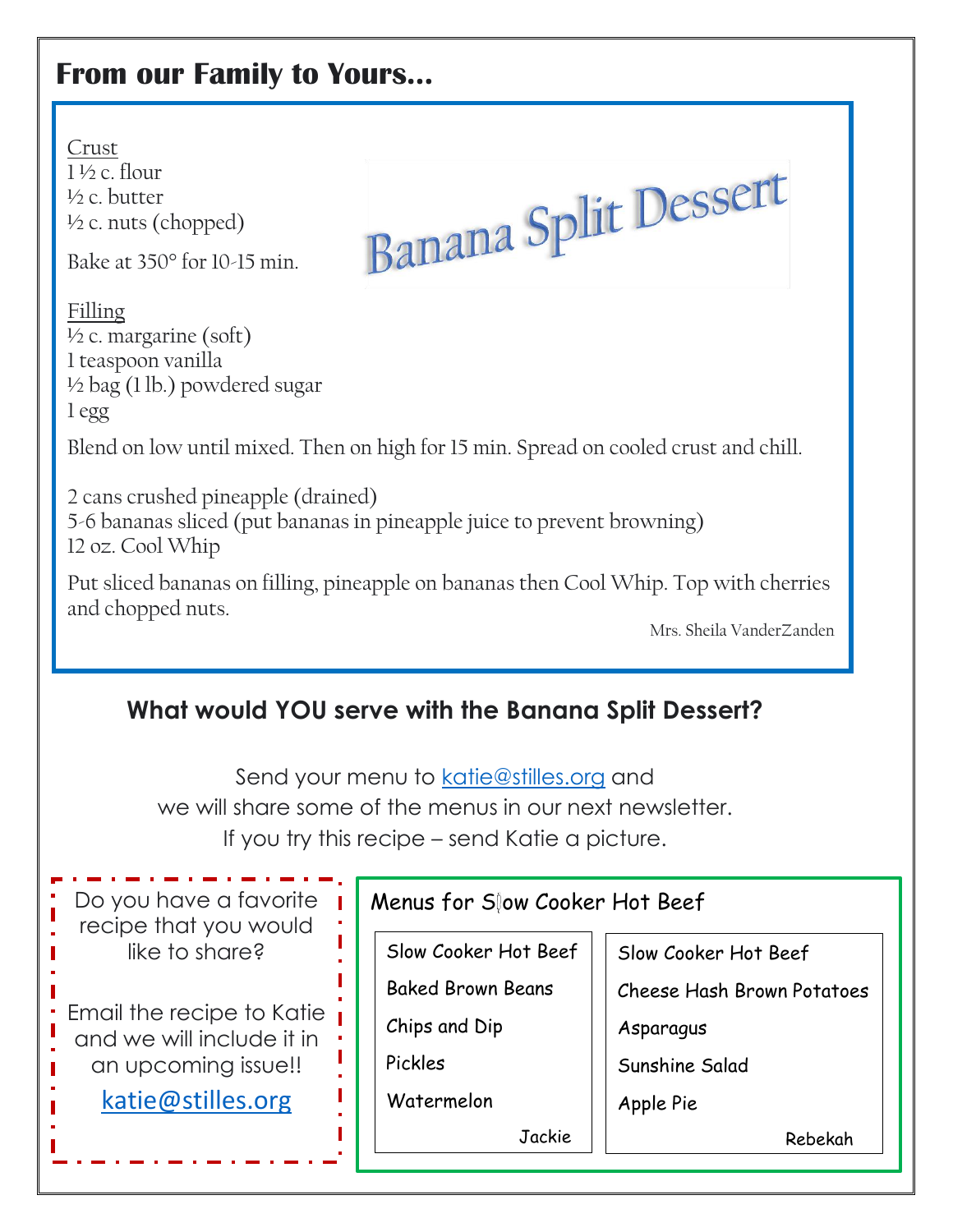# From our Family to Yours...

## Banana Split Dessert

Crust
1 ½ c. flour
½ c. butter
½ c. nuts (chopped)

Bake at 350° for 10-15 min.

Filling
½ c. margarine (soft)
1 teaspoon vanilla
½ bag (1 lb.) powdered sugar
1 egg

Blend on low until mixed. Then on high for 15 min. Spread on cooled crust and chill.

2 cans crushed pineapple (drained)
5-6 bananas sliced (put bananas in pineapple juice to prevent browning)
12 oz. Cool Whip

Put sliced bananas on filling, pineapple on bananas then Cool Whip. Top with cherries and chopped nuts.

Mrs. Sheila VanderZanden

### What would YOU serve with the Banana Split Dessert?

Send your menu to katie@stilles.org and
we will share some of the menus in our next newsletter.
If you try this recipe – send Katie a picture.

Do you have a favorite recipe that you would like to share?

Email the recipe to Katie and we will include it in an upcoming issue!!

katie@stilles.org

Menus for Slow Cooker Hot Beef

Slow Cooker Hot Beef
Baked Brown Beans
Chips and Dip
Pickles
Watermelon

Jackie

Slow Cooker Hot Beef
Cheese Hash Brown Potatoes
Asparagus
Sunshine Salad
Apple Pie

Rebekah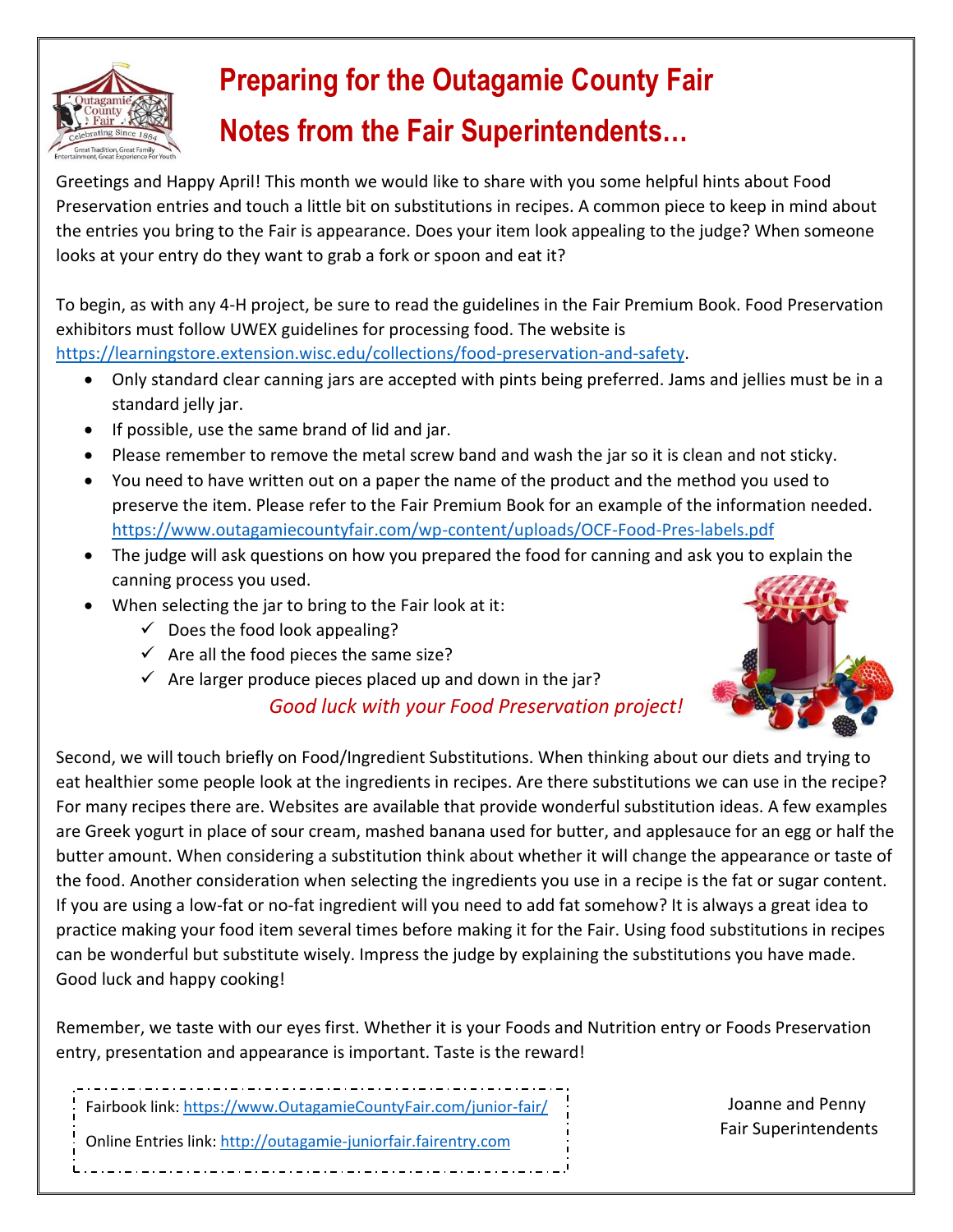# Preparing for the Outagamie County Fair

## Notes from the Fair Superintendents…

Greetings and Happy April! This month we would like to share with you some helpful hints about Food Preservation entries and touch a little bit on substitutions in recipes. A common piece to keep in mind about the entries you bring to the Fair is appearance. Does your item look appealing to the judge? When someone looks at your entry do they want to grab a fork or spoon and eat it?

To begin, as with any 4-H project, be sure to read the guidelines in the Fair Premium Book. Food Preservation exhibitors must follow UWEX guidelines for processing food. The website is https://learningstore.extension.wisc.edu/collections/food-preservation-and-safety.

- Only standard clear canning jars are accepted with pints being preferred. Jams and jellies must be in a standard jelly jar.
- If possible, use the same brand of lid and jar.
- Please remember to remove the metal screw band and wash the jar so it is clean and not sticky.
- You need to have written out on a paper the name of the product and the method you used to preserve the item. Please refer to the Fair Premium Book for an example of the information needed. https://www.outagamiecountyfair.com/wp-content/uploads/OCF-Food-Pres-labels.pdf
- The judge will ask questions on how you prepared the food for canning and ask you to explain the canning process you used.
- When selecting the jar to bring to the Fair look at it:
  - ✓ Does the food look appealing?
  - ✓ Are all the food pieces the same size?
  - ✓ Are larger produce pieces placed up and down in the jar?

*Good luck with your Food Preservation project!*

Second, we will touch briefly on Food/Ingredient Substitutions. When thinking about our diets and trying to eat healthier some people look at the ingredients in recipes. Are there substitutions we can use in the recipe? For many recipes there are. Websites are available that provide wonderful substitution ideas. A few examples are Greek yogurt in place of sour cream, mashed banana used for butter, and applesauce for an egg or half the butter amount. When considering a substitution think about whether it will change the appearance or taste of the food. Another consideration when selecting the ingredients you use in a recipe is the fat or sugar content. If you are using a low-fat or no-fat ingredient will you need to add fat somehow? It is always a great idea to practice making your food item several times before making it for the Fair. Using food substitutions in recipes can be wonderful but substitute wisely. Impress the judge by explaining the substitutions you have made. Good luck and happy cooking!

Remember, we taste with our eyes first. Whether it is your Foods and Nutrition entry or Foods Preservation entry, presentation and appearance is important. Taste is the reward!

Fairbook link: https://www.OutagamieCountyFair.com/junior-fair/

Online Entries link: http://outagamie-juniorfair.fairentry.com

Joanne and Penny
Fair Superintendents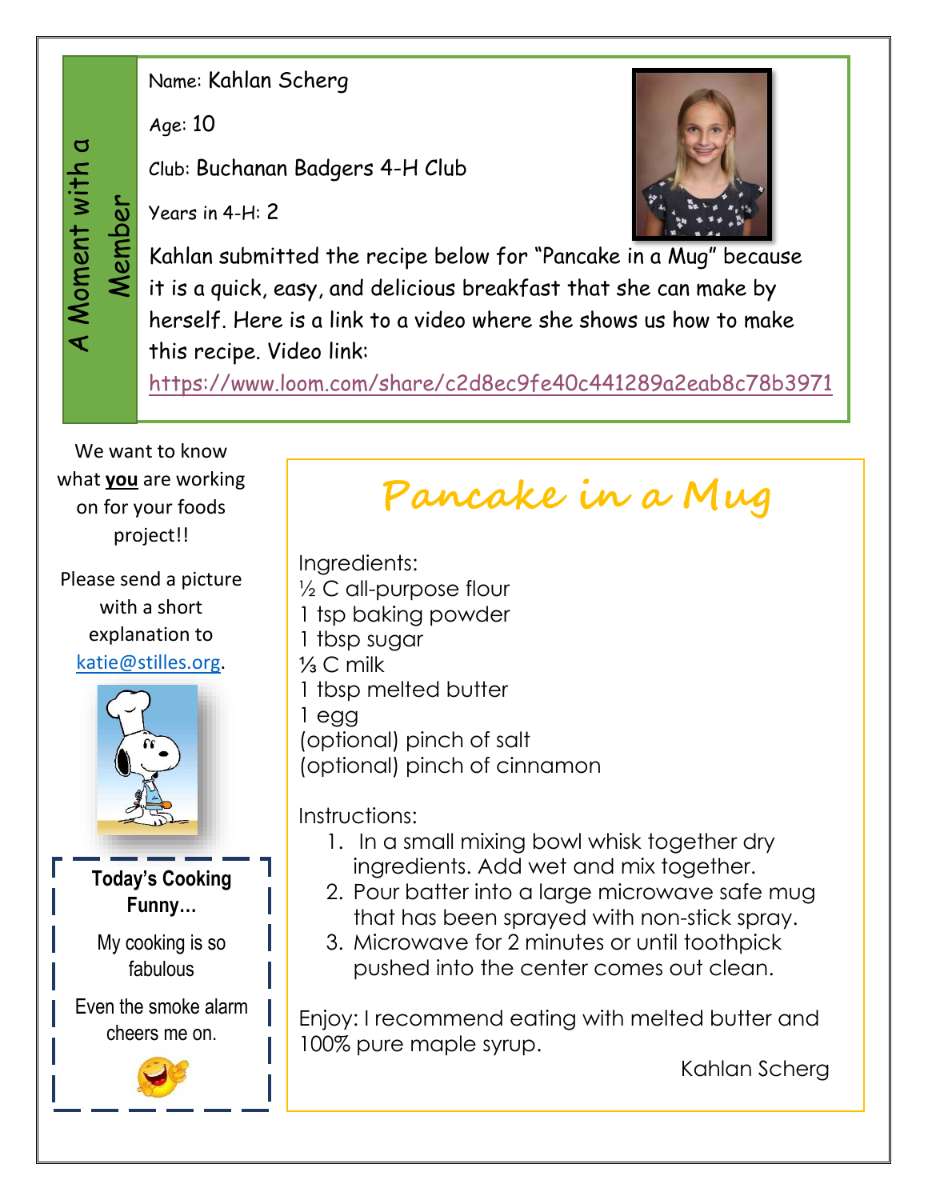## A Moment with a Member

Name: Kahlan Scherg

Age: 10

Club: Buchanan Badgers 4-H Club

Years in 4-H: 2

Kahlan submitted the recipe below for "Pancake in a Mug" because it is a quick, easy, and delicious breakfast that she can make by herself. Here is a link to a video where she shows us how to make this recipe. Video link: https://www.loom.com/share/c2d8ec9fe40c441289a2eab8c78b3971

We want to know what **you** are working on for your foods project!!

Please send a picture with a short explanation to katie@stilles.org.

**Today's Cooking Funny…**

My cooking is so fabulous

Even the smoke alarm cheers me on.

# *Pancake in a Mug*

Ingredients:
½ C all-purpose flour
1 tsp baking powder
1 tbsp sugar
⅓ C milk
1 tbsp melted butter
1 egg
(optional) pinch of salt
(optional) pinch of cinnamon

Instructions:

1. In a small mixing bowl whisk together dry ingredients. Add wet and mix together.
2. Pour batter into a large microwave safe mug that has been sprayed with non-stick spray.
3. Microwave for 2 minutes or until toothpick pushed into the center comes out clean.

Enjoy: I recommend eating with melted butter and 100% pure maple syrup.

Kahlan Scherg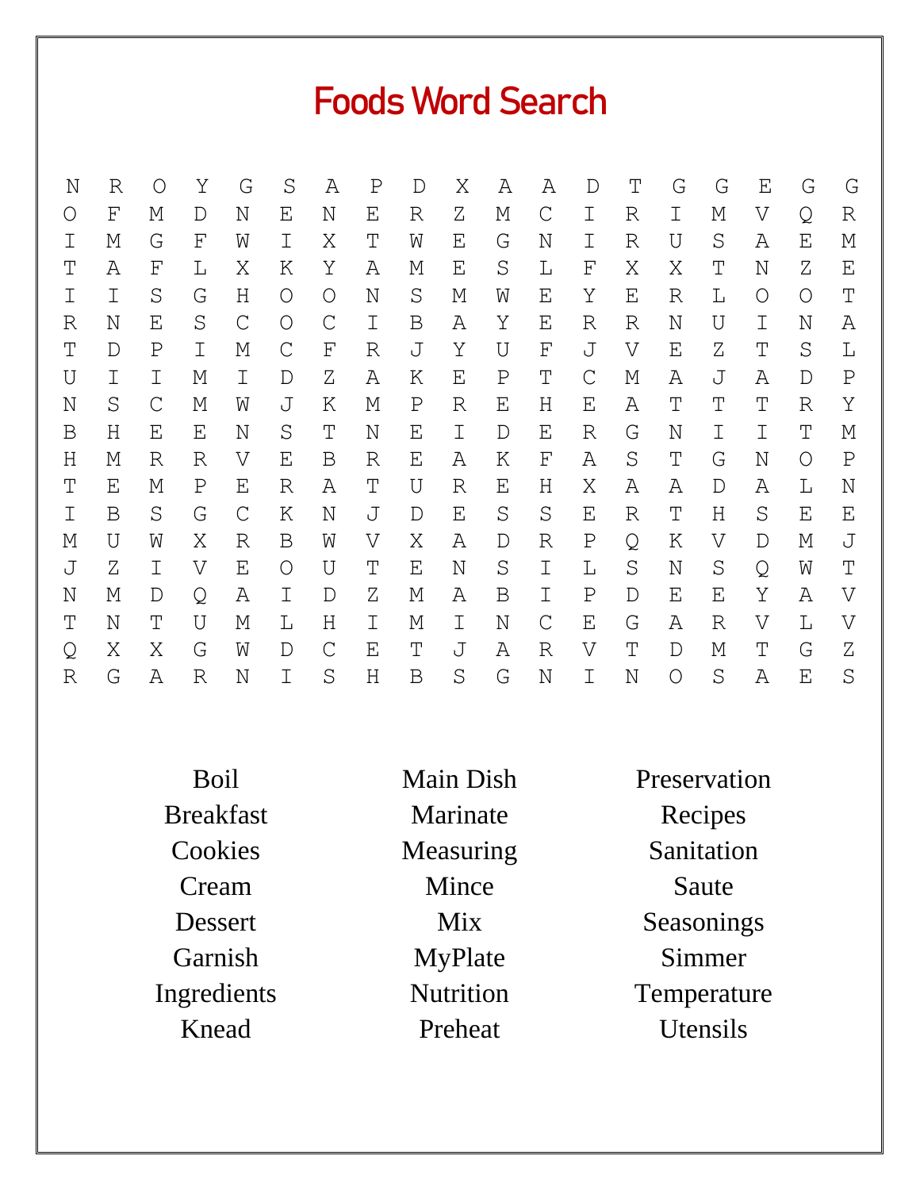# Foods Word Search

```
N R O Y G S A P D X A A D T G G E G G
O F M D N E N E R Z M C I R I M V Q R
I M G F W I X T W E G N I R U S A E M
T A F L X K Y A M E S L F X X T N Z E
I I S G H O O N S M W E Y E R L O O T
R N E S C O C I B A Y E R R N U I N A
T D P I M C F R J Y U F J V E Z T S L
U I I M I D Z A K E P T C M A J A D P
N S C M W J K M P R E H E A T T T R Y
B H E E N S T N E I D E R G N I T M
H M R R V E B R E A K F A S T G N O P
T E M P E R A T U R E H X A A D A L N
I B S G C K N J D E S S E R T H S E E
M U W X R B W V X A D R P Q K V D M J
J Z I V E O U T E N S I L S N S Q W T
N M D Q A I D Z M A B I P D E E Y A V
T N T U M L H I M I N C E G A R V L V
Q X X G W D C E T J A R V T D M T G Z
R G A R N I S H B S G N I N O S A E S
```

| | | |
|---|---|---|
| Boil | Main Dish | Preservation |
| Breakfast | Marinate | Recipes |
| Cookies | Measuring | Sanitation |
| Cream | Mince | Saute |
| Dessert | Mix | Seasonings |
| Garnish | MyPlate | Simmer |
| Ingredients | Nutrition | Temperature |
| Knead | Preheat | Utensils |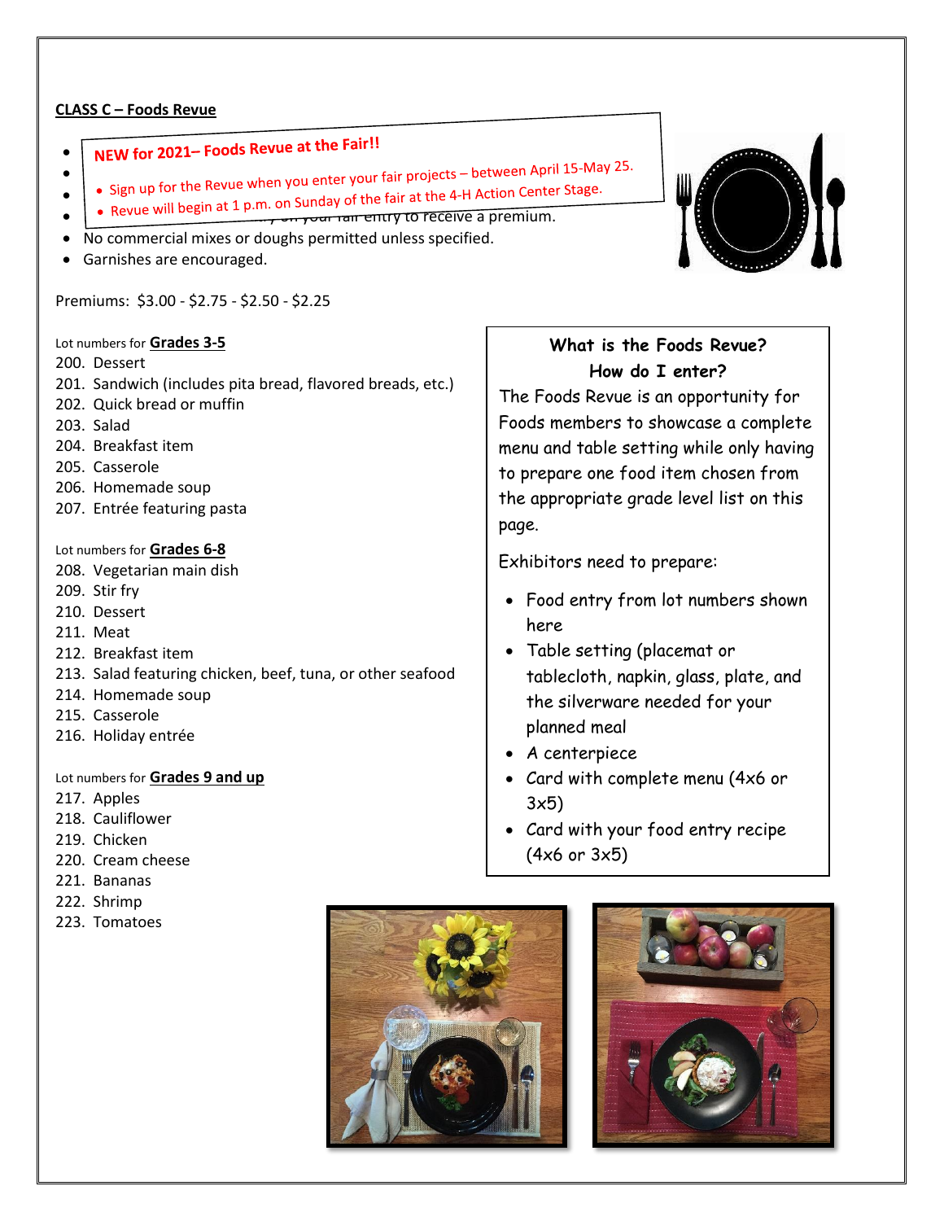**CLASS C – Foods Revue**

**NEW for 2021– Foods Revue at the Fair!!**

- Sign up for the Revue when you enter your fair projects – between April 15-May 25.
- Revue will begin at 1 p.m. on Sunday of the fair at the 4-H Action Center Stage.

- ...on your fair entry to receive a premium.
- No commercial mixes or doughs permitted unless specified.
- Garnishes are encouraged.

Premiums: $3.00 - $2.75 - $2.50 - $2.25

Lot numbers for **Grades 3-5**

200. Dessert
201. Sandwich (includes pita bread, flavored breads, etc.)
202. Quick bread or muffin
203. Salad
204. Breakfast item
205. Casserole
206. Homemade soup
207. Entrée featuring pasta

Lot numbers for **Grades 6-8**

208. Vegetarian main dish
209. Stir fry
210. Dessert
211. Meat
212. Breakfast item
213. Salad featuring chicken, beef, tuna, or other seafood
214. Homemade soup
215. Casserole
216. Holiday entrée

Lot numbers for **Grades 9 and up**

217. Apples
218. Cauliflower
219. Chicken
220. Cream cheese
221. Bananas
222. Shrimp
223. Tomatoes

**What is the Foods Revue?**
**How do I enter?**

The Foods Revue is an opportunity for Foods members to showcase a complete menu and table setting while only having to prepare one food item chosen from the appropriate grade level list on this page.

Exhibitors need to prepare:

- Food entry from lot numbers shown here
- Table setting (placemat or tablecloth, napkin, glass, plate, and the silverware needed for your planned meal
- A centerpiece
- Card with complete menu (4x6 or 3x5)
- Card with your food entry recipe (4x6 or 3x5)